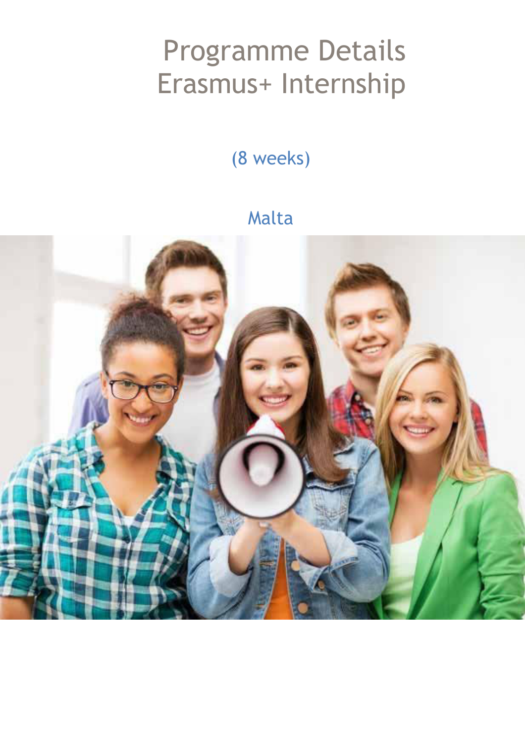# Programme Details
# Erasmus+ Internship

(8 weeks)

Malta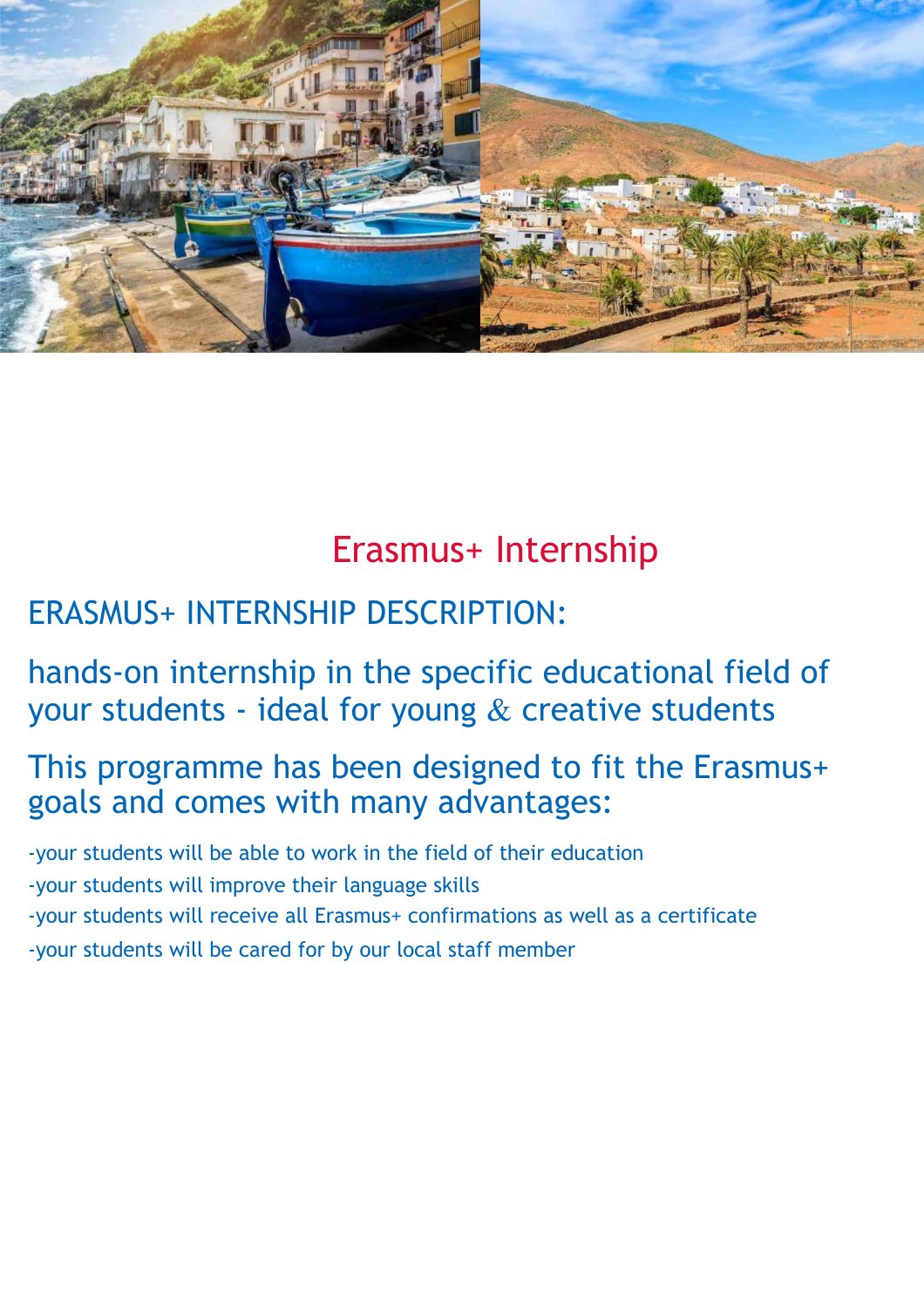# Erasmus+ Internship

## ERASMUS+ INTERNSHIP DESCRIPTION:

## hands-on internship in the specific educational field of your students - ideal for young & creative students

## This programme has been designed to fit the Erasmus+ goals and comes with many advantages:

-your students will be able to work in the field of their education
-your students will improve their language skills
-your students will receive all Erasmus+ confirmations as well as a certificate
-your students will be cared for by our local staff member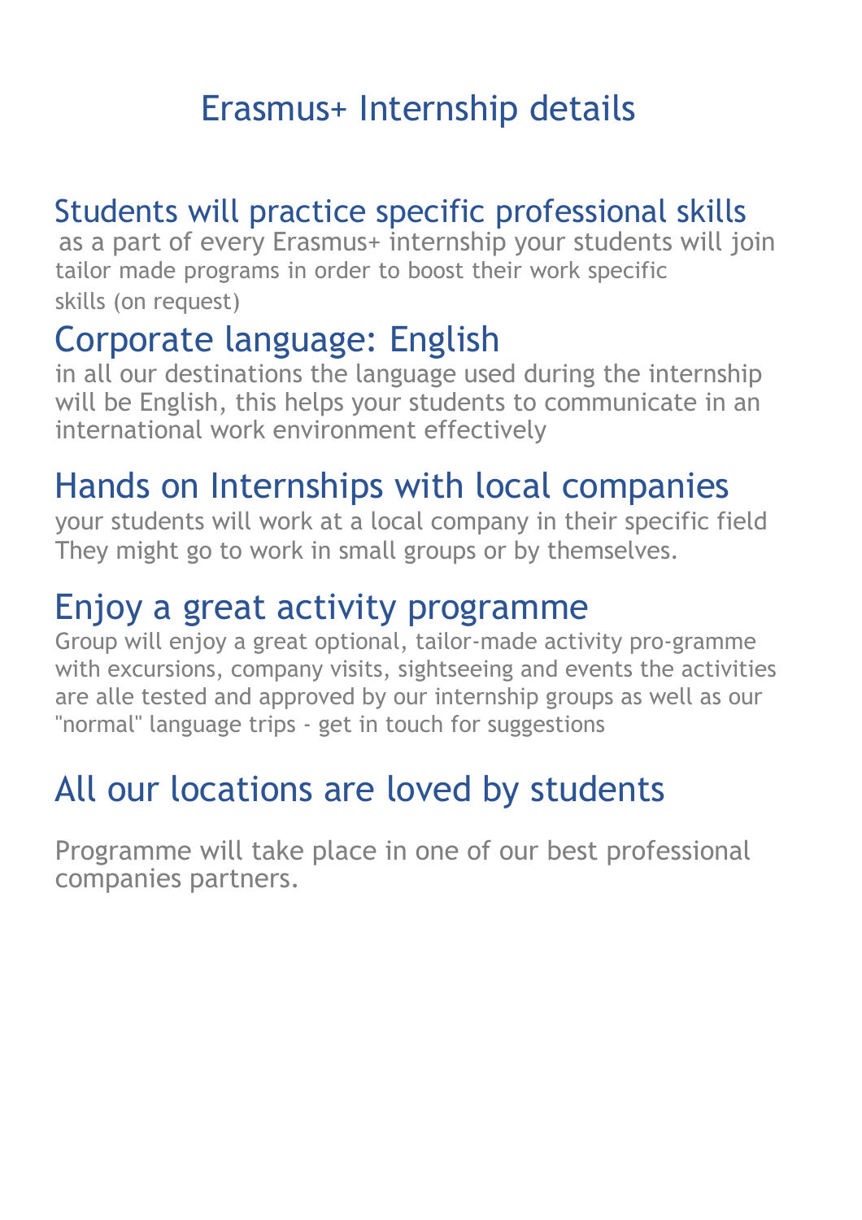# Erasmus+ Internship details

## Students will practice specific professional skills

as a part of every Erasmus+ internship your students will join tailor made programs in order to boost their work specific skills (on request)

## Corporate language: English

in all our destinations the language used during the internship will be English, this helps your students to communicate in an international work environment effectively

## Hands on Internships with local companies

your students will work at a local company in their specific field They might go to work in small groups or by themselves.

## Enjoy a great activity programme

Group will enjoy a great optional, tailor-made activity pro-gramme with excursions, company visits, sightseeing and events the activities are alle tested and approved by our internship groups as well as our "normal" language trips - get in touch for suggestions

## All our locations are loved by students

Programme will take place in one of our best professional companies partners.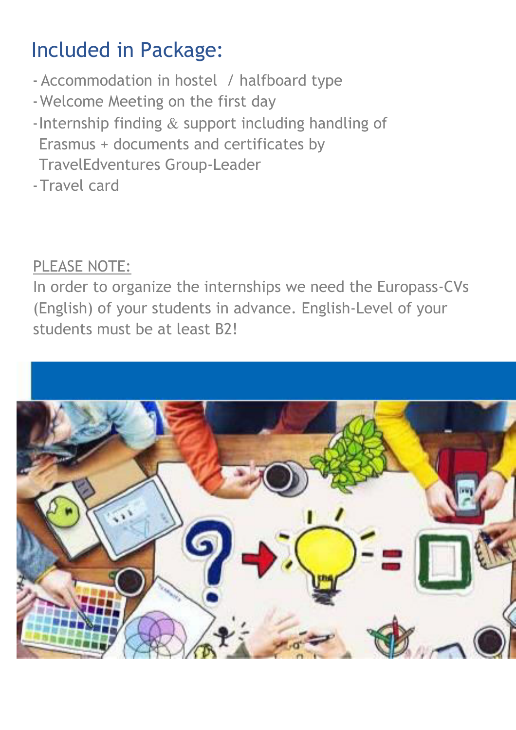## Included in Package:

- Accommodation in hostel / halfboard type
- Welcome Meeting on the first day
- Internship finding & support including handling of Erasmus + documents and certificates by TravelEdventures Group-Leader
- Travel card

PLEASE NOTE:

In order to organize the internships we need the Europass-CVs (English) of your students in advance. English-Level of your students must be at least B2!